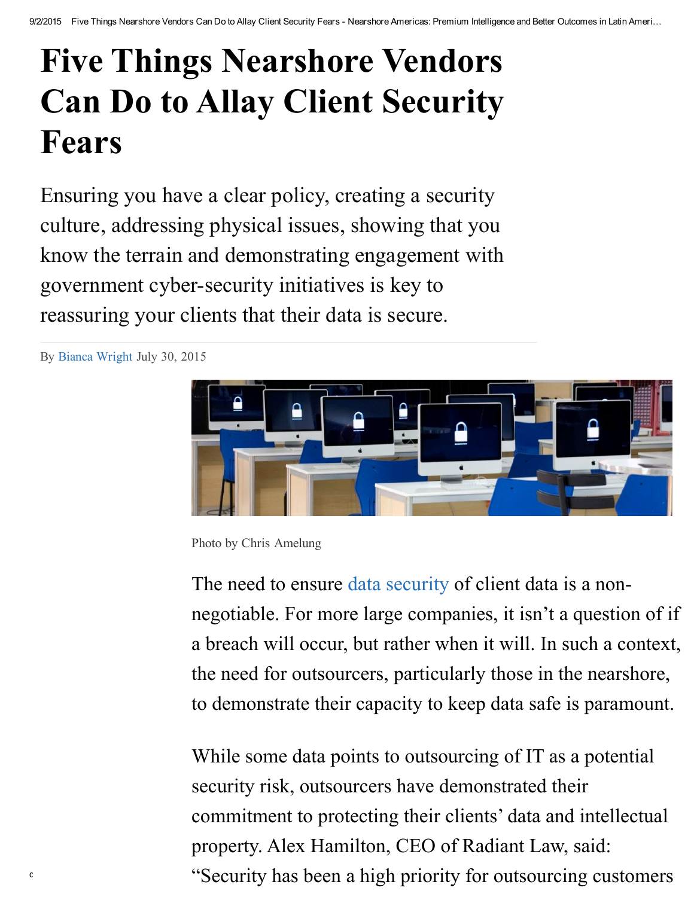# Five Things Nearshore Vendors Can Do to Allay Client Security Fears

Ensuring you have a clear policy, creating a security culture, addressing physical issues, showing that you know the terrain and demonstrating engagement with government cyber-security initiatives is key to reassuring your clients that their data is secure.

By Bianca Wright July 30, 2015

Photo by Chris Amelung

The need to ensure data security of client data is a non-negotiable. For more large companies, it isn't a question of if a breach will occur, but rather when it will. In such a context, the need for outsourcers, particularly those in the nearshore, to demonstrate their capacity to keep data safe is paramount.

While some data points to outsourcing of IT as a potential security risk, outsourcers have demonstrated their commitment to protecting their clients' data and intellectual property. Alex Hamilton, CEO of Radiant Law, said: "Security has been a high priority for outsourcing customers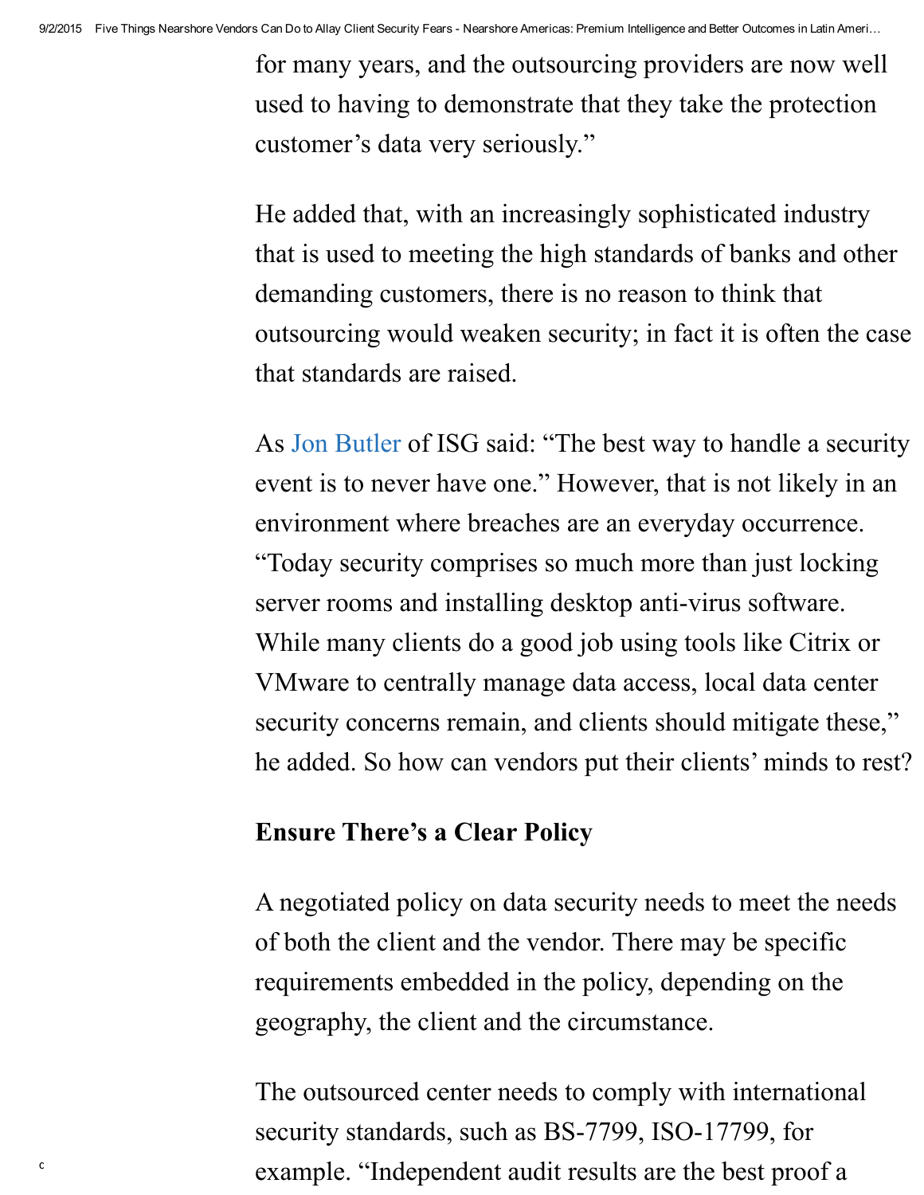for many years, and the outsourcing providers are now well used to having to demonstrate that they take the protection customer's data very seriously."

He added that, with an increasingly sophisticated industry that is used to meeting the high standards of banks and other demanding customers, there is no reason to think that outsourcing would weaken security; in fact it is often the case that standards are raised.

As Jon Butler of ISG said: "The best way to handle a security event is to never have one." However, that is not likely in an environment where breaches are an everyday occurrence. "Today security comprises so much more than just locking server rooms and installing desktop anti-virus software. While many clients do a good job using tools like Citrix or VMware to centrally manage data access, local data center security concerns remain, and clients should mitigate these," he added. So how can vendors put their clients' minds to rest?

**Ensure There's a Clear Policy**

A negotiated policy on data security needs to meet the needs of both the client and the vendor. There may be specific requirements embedded in the policy, depending on the geography, the client and the circumstance.

The outsourced center needs to comply with international security standards, such as BS-7799, ISO-17799, for example. "Independent audit results are the best proof a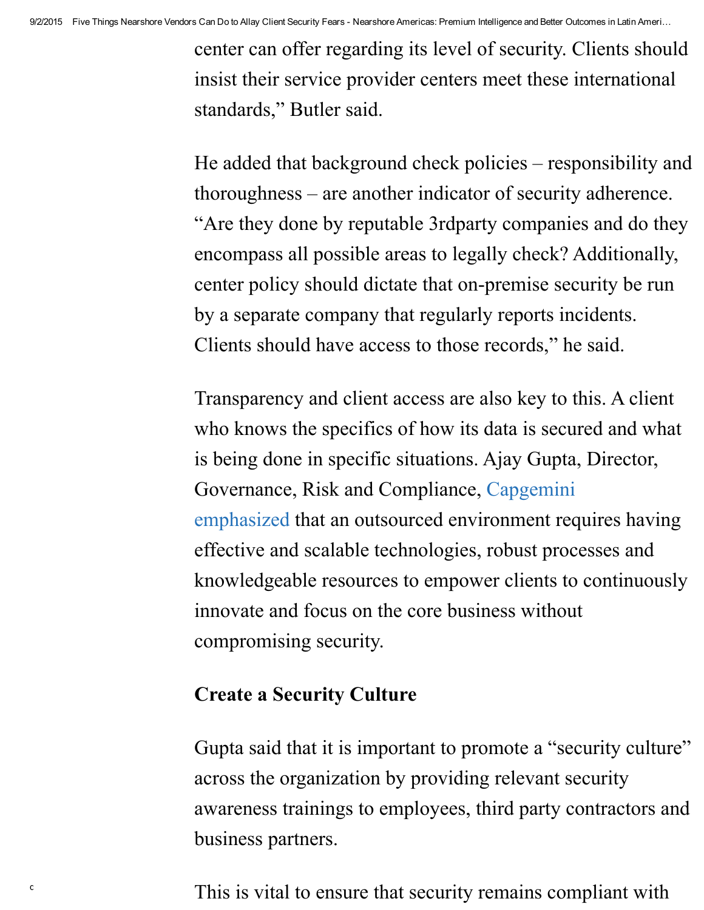center can offer regarding its level of security. Clients should insist their service provider centers meet these international standards," Butler said.

He added that background check policies – responsibility and thoroughness – are another indicator of security adherence. "Are they done by reputable 3rdparty companies and do they encompass all possible areas to legally check? Additionally, center policy should dictate that on-premise security be run by a separate company that regularly reports incidents. Clients should have access to those records," he said.

Transparency and client access are also key to this. A client who knows the specifics of how its data is secured and what is being done in specific situations. Ajay Gupta, Director, Governance, Risk and Compliance, Capgemini emphasized that an outsourced environment requires having effective and scalable technologies, robust processes and knowledgeable resources to empower clients to continuously innovate and focus on the core business without compromising security.

### Create a Security Culture

Gupta said that it is important to promote a "security culture" across the organization by providing relevant security awareness trainings to employees, third party contractors and business partners.

This is vital to ensure that security remains compliant with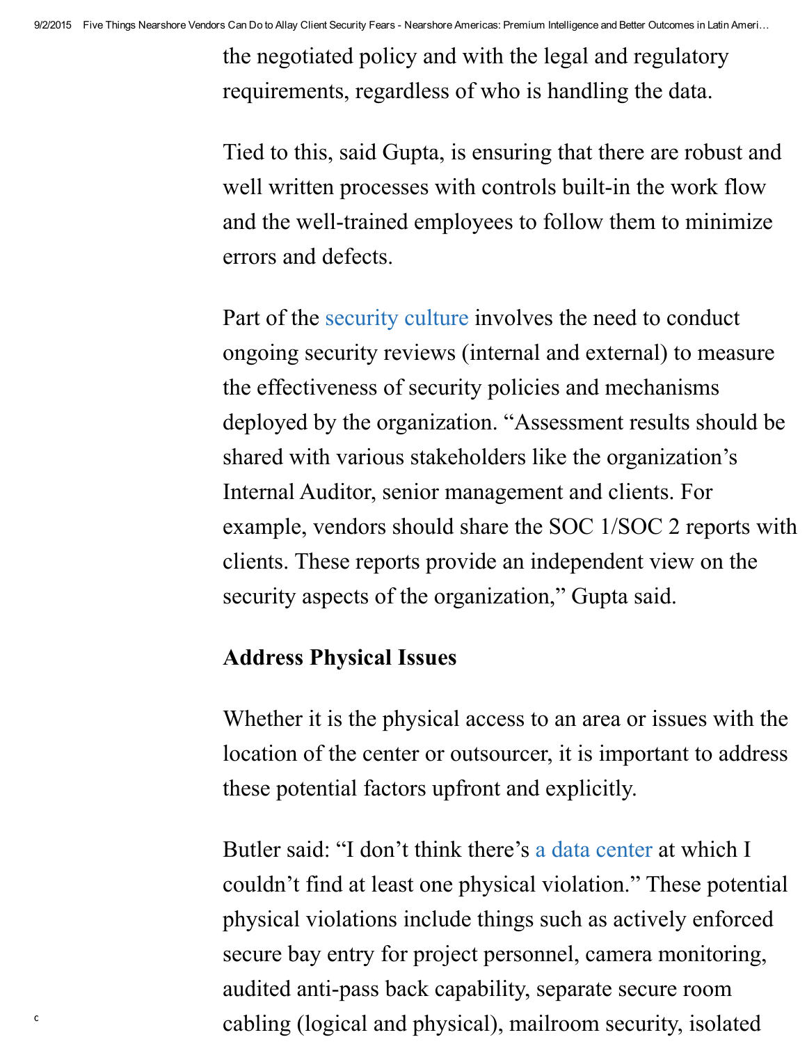the negotiated policy and with the legal and regulatory requirements, regardless of who is handling the data.

Tied to this, said Gupta, is ensuring that there are robust and well written processes with controls built-in the work flow and the well-trained employees to follow them to minimize errors and defects.

Part of the security culture involves the need to conduct ongoing security reviews (internal and external) to measure the effectiveness of security policies and mechanisms deployed by the organization. “Assessment results should be shared with various stakeholders like the organization’s Internal Auditor, senior management and clients. For example, vendors should share the SOC 1/SOC 2 reports with clients. These reports provide an independent view on the security aspects of the organization,” Gupta said.

### Address Physical Issues

Whether it is the physical access to an area or issues with the location of the center or outsourcer, it is important to address these potential factors upfront and explicitly.

Butler said: “I don’t think there’s a data center at which I couldn’t find at least one physical violation.” These potential physical violations include things such as actively enforced secure bay entry for project personnel, camera monitoring, audited anti-pass back capability, separate secure room cabling (logical and physical), mailroom security, isolated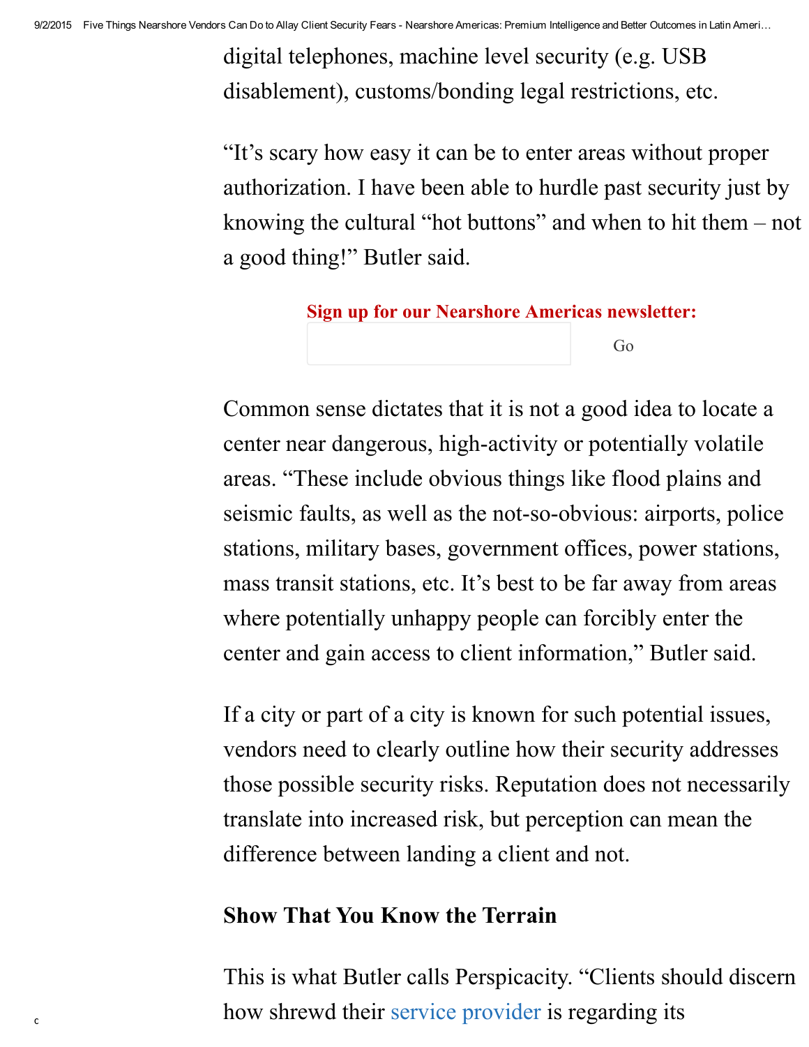digital telephones, machine level security (e.g. USB disablement), customs/bonding legal restrictions, etc.

"It's scary how easy it can be to enter areas without proper authorization. I have been able to hurdle past security just by knowing the cultural "hot buttons" and when to hit them – not a good thing!" Butler said.

**Sign up for our Nearshore Americas newsletter:**

Go

Common sense dictates that it is not a good idea to locate a center near dangerous, high-activity or potentially volatile areas. "These include obvious things like flood plains and seismic faults, as well as the not-so-obvious: airports, police stations, military bases, government offices, power stations, mass transit stations, etc. It's best to be far away from areas where potentially unhappy people can forcibly enter the center and gain access to client information," Butler said.

If a city or part of a city is known for such potential issues, vendors need to clearly outline how their security addresses those possible security risks. Reputation does not necessarily translate into increased risk, but perception can mean the difference between landing a client and not.

## Show That You Know the Terrain

This is what Butler calls Perspicacity. "Clients should discern how shrewd their service provider is regarding its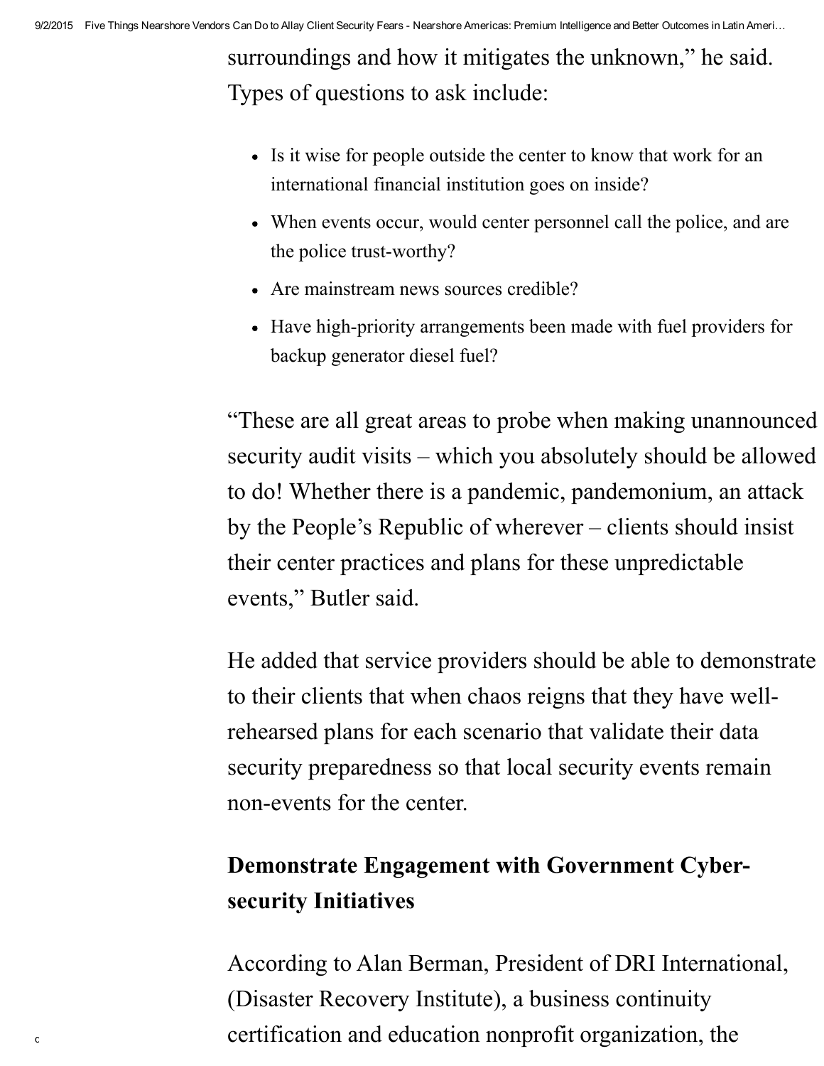surroundings and how it mitigates the unknown," he said. Types of questions to ask include:

- Is it wise for people outside the center to know that work for an international financial institution goes on inside?
- When events occur, would center personnel call the police, and are the police trust-worthy?
- Are mainstream news sources credible?
- Have high-priority arrangements been made with fuel providers for backup generator diesel fuel?

"These are all great areas to probe when making unannounced security audit visits – which you absolutely should be allowed to do! Whether there is a pandemic, pandemonium, an attack by the People's Republic of wherever – clients should insist their center practices and plans for these unpredictable events," Butler said.

He added that service providers should be able to demonstrate to their clients that when chaos reigns that they have well-rehearsed plans for each scenario that validate their data security preparedness so that local security events remain non-events for the center.

## Demonstrate Engagement with Government Cyber-security Initiatives

According to Alan Berman, President of DRI International, (Disaster Recovery Institute), a business continuity certification and education nonprofit organization, the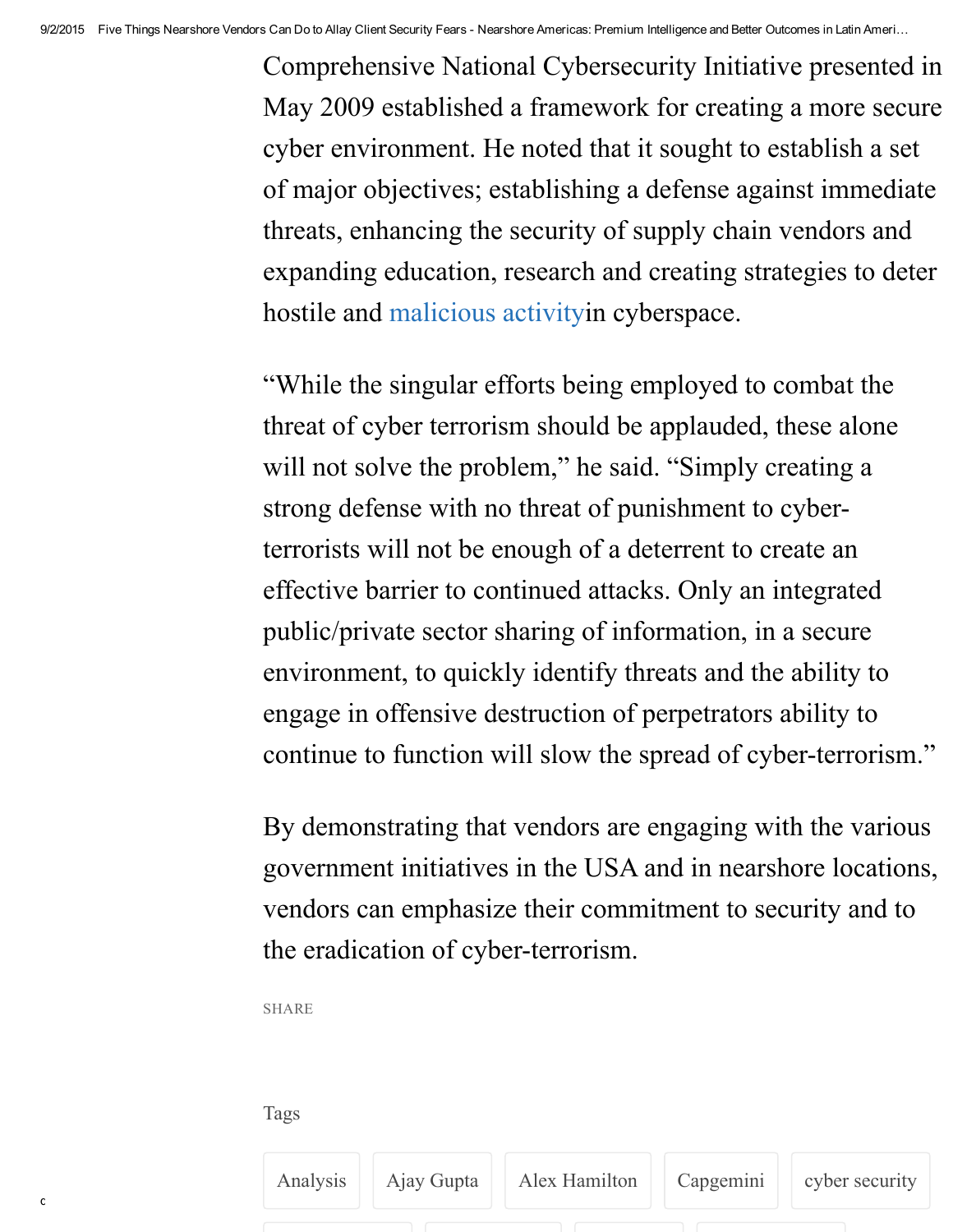Comprehensive National Cybersecurity Initiative presented in May 2009 established a framework for creating a more secure cyber environment. He noted that it sought to establish a set of major objectives; establishing a defense against immediate threats, enhancing the security of supply chain vendors and expanding education, research and creating strategies to deter hostile and malicious activityin cyberspace.

"While the singular efforts being employed to combat the threat of cyber terrorism should be applauded, these alone will not solve the problem," he said. "Simply creating a strong defense with no threat of punishment to cyber-terrorists will not be enough of a deterrent to create an effective barrier to continued attacks. Only an integrated public/private sector sharing of information, in a secure environment, to quickly identify threats and the ability to engage in offensive destruction of perpetrators ability to continue to function will slow the spread of cyber-terrorism."

By demonstrating that vendors are engaging with the various government initiatives in the USA and in nearshore locations, vendors can emphasize their commitment to security and to the eradication of cyber-terrorism.

SHARE

Tags

Analysis | Ajay Gupta | Alex Hamilton | Capgemini | cyber security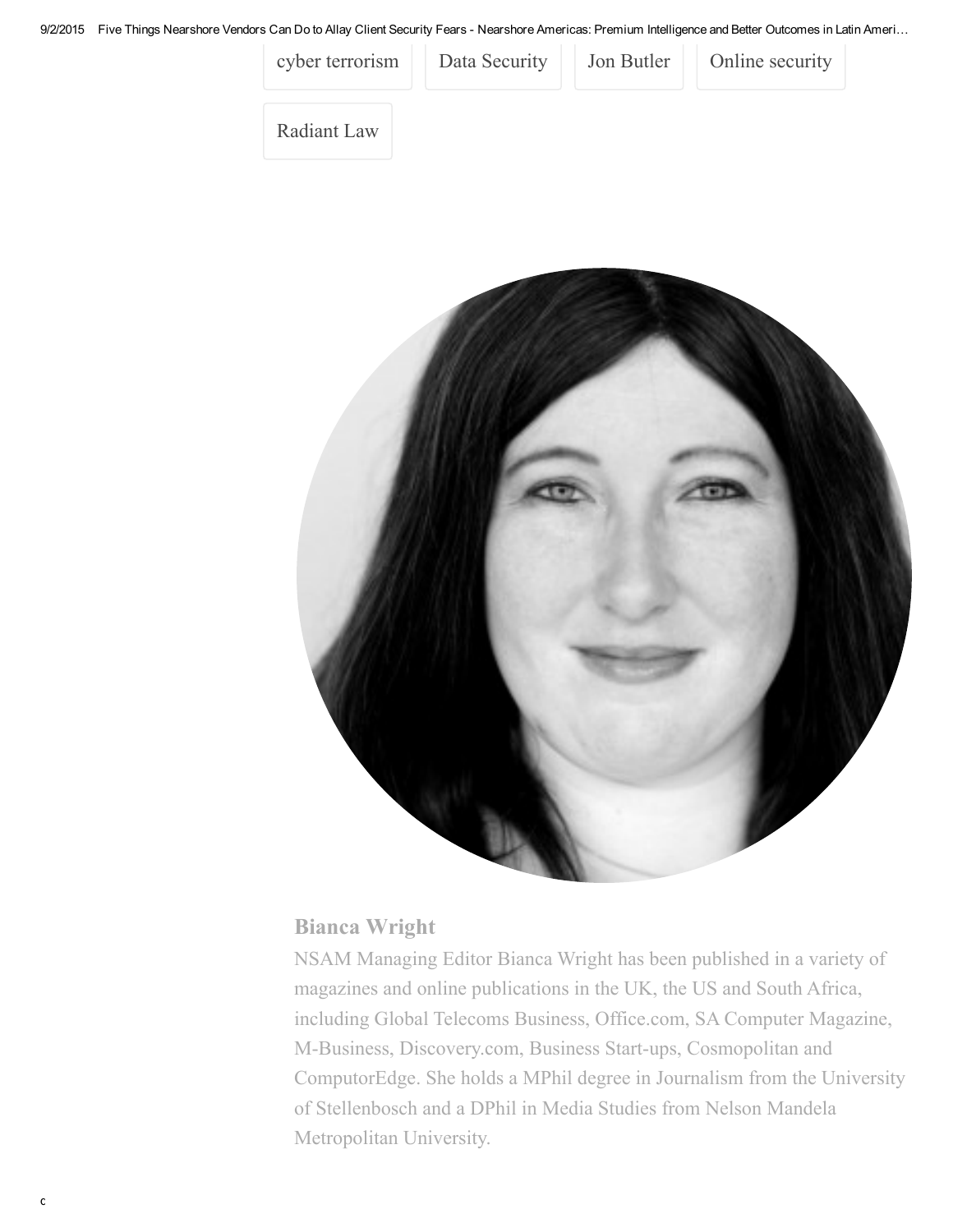cyber terrorism | Data Security | Jon Butler | Online security | Radiant Law

**Bianca Wright**

NSAM Managing Editor Bianca Wright has been published in a variety of magazines and online publications in the UK, the US and South Africa, including Global Telecoms Business, Office.com, SA Computer Magazine, M-Business, Discovery.com, Business Start-ups, Cosmopolitan and ComputorEdge. She holds a MPhil degree in Journalism from the University of Stellenbosch and a DPhil in Media Studies from Nelson Mandela Metropolitan University.